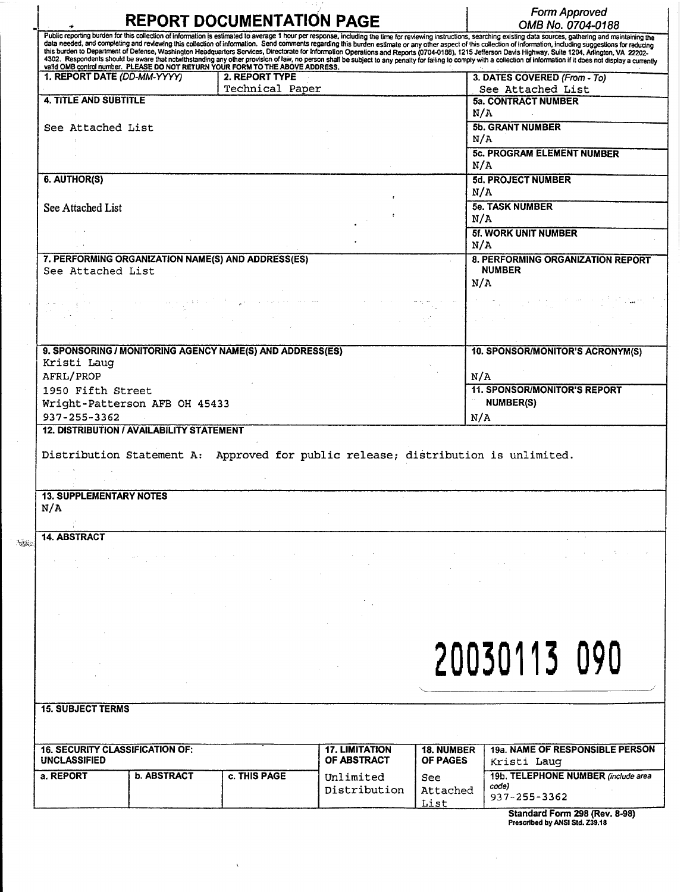# REPORT DOCUMENTATION PAGE

*Form Approved*
*OMB No. 0704-0188*

Public reporting burden for this collection of information is estimated to average 1 hour per response, including the time for reviewing instructions, searching existing data sources, gathering and maintaining the data needed, and completing and reviewing this collection of information. Send comments regarding this burden estimate or any other aspect of this collection of information, including suggestions for reducing this burden to Department of Defense, Washington Headquarters Services, Directorate for Information Operations and Reports (0704-0188), 1215 Jefferson Davis Highway, Suite 1204, Arlington, VA 22202-4302. Respondents should be aware that notwithstanding any other provision of law, no person shall be subject to any penalty for failing to comply with a collection of information if it does not display a currently valid OMB control number. **PLEASE DO NOT RETURN YOUR FORM TO THE ABOVE ADDRESS.**

| Field | Value |
|---|---|
| **1. REPORT DATE** *(DD-MM-YYYY)* | |
| **2. REPORT TYPE** | Technical Paper |
| **3. DATES COVERED** *(From - To)* | See Attached List |
| **4. TITLE AND SUBTITLE** | See Attached List |
| **5a. CONTRACT NUMBER** | N/A |
| **5b. GRANT NUMBER** | N/A |
| **5c. PROGRAM ELEMENT NUMBER** | N/A |
| **6. AUTHOR(S)** | See Attached List |
| **5d. PROJECT NUMBER** | N/A |
| **5e. TASK NUMBER** | N/A |
| **5f. WORK UNIT NUMBER** | N/A |
| **7. PERFORMING ORGANIZATION NAME(S) AND ADDRESS(ES)** | See Attached List |
| **8. PERFORMING ORGANIZATION REPORT NUMBER** | N/A |
| **9. SPONSORING / MONITORING AGENCY NAME(S) AND ADDRESS(ES)** | Kristi Laug<br>AFRL/PROP<br>1950 Fifth Street<br>Wright-Patterson AFB OH 45433<br>937-255-3362 |
| **10. SPONSOR/MONITOR'S ACRONYM(S)** | N/A |
| **11. SPONSOR/MONITOR'S REPORT NUMBER(S)** | N/A |

**12. DISTRIBUTION / AVAILABILITY STATEMENT**

Distribution Statement A: Approved for public release; distribution is unlimited.

**13. SUPPLEMENTARY NOTES**

N/A

**14. ABSTRACT**

20030113 090

**15. SUBJECT TERMS**

| **16. SECURITY CLASSIFICATION OF:** UNCLASSIFIED | | | **17. LIMITATION OF ABSTRACT** | **18. NUMBER OF PAGES** | **19a. NAME OF RESPONSIBLE PERSON** |
|---|---|---|---|---|---|
| **a. REPORT** | **b. ABSTRACT** | **c. THIS PAGE** | Unlimited Distribution | See Attached List | Kristi Laug |
| | | | | | **19b. TELEPHONE NUMBER** *(include area code)* 937-255-3362 |

**Standard Form 298 (Rev. 8-98)**
Prescribed by ANSI Std. Z39.18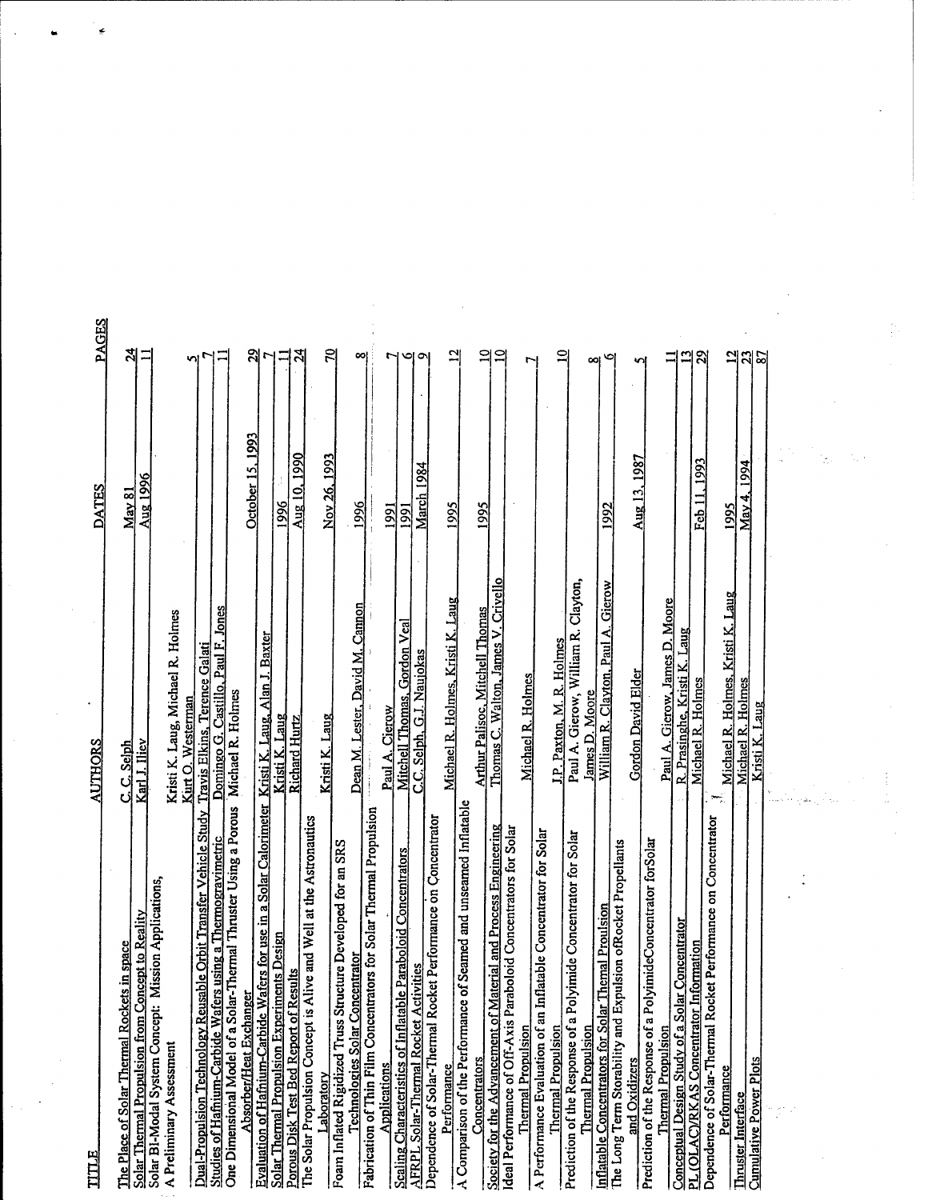| TITLE | AUTHORS | DATES | PAGES |
|---|---|---|---|
| The Place of Solar Thermal Rockets in space | C. C. Selph | May 81 | 24 |
| Solar Thermal Propulsion from Concept to Reality | Karl J. Iliev | Aug 1996 | 11 |
| Solar Bi-Modal System Concept: Mission Applications, A Preliminary Assessment | Kristi K. Laug, Michael R. Holmes Kurt O. Westerman | | 5 |
| Dual-Propulsion Technology Reusable Orbit Transfer Vehicle Study | Travis Elkins, Terence Galati | | 7 |
| Studies of Hafnium-Carbide Wafers using a Thermogravimetric | Domingo G. Castillo, Paul F. Jones | | 11 |
| One Dimensional Model of a Solar-Thermal Thruster Using a Porous Absorber/Heat Exchanger | Michael R. Holmes | October 15, 1993 | 29 |
| Evaluation of Hafnium-Carbide Wafers for use in a Solar Calorimeter | Kristi K. Laug, Alan J. Baxter | | 7 |
| Solar Thermal Propulsion Experiments Design | Kristi K. Laug | 1996 | 11 |
| Porous Disk Test Bed Report of Results | Richard Hurtz | Aug 10, 1990 | 24 |
| The Solar Propulsion Concept is Alive and Well at the Astronautics Laboratory | Kristi K. Laug | Nov 26, 1993 | 70 |
| Foam Inflated Rigidized Truss Structure Developed for an SRS Technologies Solar Concentrator | Dean M. Lester, David M. Cannon | 1996 | 8 |
| Fabrication of Thin Film Concentrators for Solar Thermal Propulsion Applications | Paul A. Gierow | 1991 | 7 |
| Scaling Characteristics of Inflatable Paraboloid Concentrators | Mitchell Thomas, Gordon Veal | 1991 | 6 |
| AFRPL Solar-Thermal Rocket Activities | C.C. Selph, G.J. Naujokas | March 1984 | 9 |
| Dependence of Solar-Thermal Rocket Performance on Concentrator Performance | Michael R. Holmes, Kristi K. Laug | 1995 | 12 |
| A Comparison of the Performance of Seamed and unseamed Inflatable Concentrators | Arthur Palisoc, Mitchell Thomas | 1995 | 10 |
| Society for the Advancement of Material and Process Engineering | Thomas C. Walton, James V. Crivello | | 10 |
| Ideal Performance of Off-Axis Paraboloid Concentrators for Solar Thermal Propulsion | Michael R. Holmes | | 7 |
| A Performance Evaluation of an Inflatable Concentrator for Solar Thermal Propulsion | J.P. Paxton, M. R. Holmes | | 10 |
| Prediction of the Response of a Polyimide Concentrator for Solar Thermal Propulsion | Paul A. Gierow, William R. Clayton, James D. Moore | | 8 |
| Inflatable Concentrators for Solar Thermal Proulsion | William R. Clayton, Paul A. Gierow | 1992 | 6 |
| The Long Term Storability and Expulsion ofRocket Propellants and Oxidizers | Gordon David Elder | Aug 13, 1987 | 5 |
| Prediction of the Response of a PolyimideConcentrator forSolar Thermal Propulsion | Paul A. Gierow, James D. Moore | | 11 |
| Conceptual Design Study of a Solar Concentrator | R. Prasinghe, Kristi K. Laug | | 13 |
| PL(OLAC)/RKAS Concentrator Information | Michael R. Holmes | Feb 11, 1993 | 29 |
| Dependence of Solar-Thermal Rocket Performance on Concentrator Performance | Michael R. Holmes, Kristi K. Laug | 1995 | 12 |
| Thruster Interface | Michael R. Holmes | May 4, 1994 | 23 |
| Cumulative Power Plots | Kristi K. Laug | | 87 |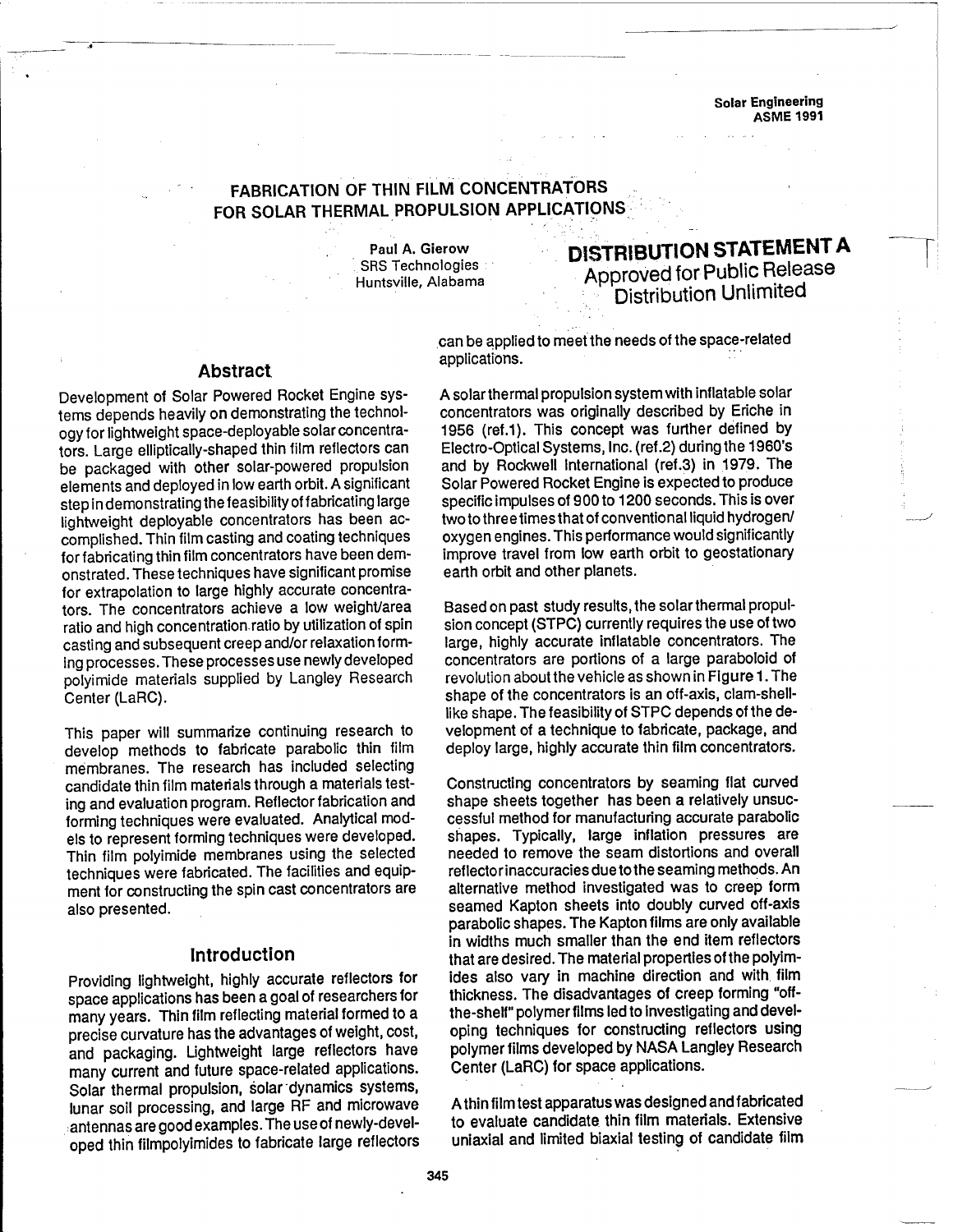# FABRICATION OF THIN FILM CONCENTRATORS FOR SOLAR THERMAL PROPULSION APPLICATIONS

Paul A. Gierow
SRS Technologies
Huntsville, Alabama

**DISTRIBUTION STATEMENT A**
Approved for Public Release
Distribution Unlimited

## Abstract

Development of Solar Powered Rocket Engine systems depends heavily on demonstrating the technology for lightweight space-deployable solar concentrators. Large elliptically-shaped thin film reflectors can be packaged with other solar-powered propulsion elements and deployed in low earth orbit. A significant step in demonstrating the feasibility of fabricating large lightweight deployable concentrators has been accomplished. Thin film casting and coating techniques for fabricating thin film concentrators have been demonstrated. These techniques have significant promise for extrapolation to large highly accurate concentrators. The concentrators achieve a low weight/area ratio and high concentration ratio by utilization of spin casting and subsequent creep and/or relaxation forming processes. These processes use newly developed polyimide materials supplied by Langley Research Center (LaRC).

This paper will summarize continuing research to develop methods to fabricate parabolic thin film membranes. The research has included selecting candidate thin film materials through a materials testing and evaluation program. Reflector fabrication and forming techniques were evaluated. Analytical models to represent forming techniques were developed. Thin film polyimide membranes using the selected techniques were fabricated. The facilities and equipment for constructing the spin cast concentrators are also presented.

## Introduction

Providing lightweight, highly accurate reflectors for space applications has been a goal of researchers for many years. Thin film reflecting material formed to a precise curvature has the advantages of weight, cost, and packaging. Lightweight large reflectors have many current and future space-related applications. Solar thermal propulsion, solar dynamics systems, lunar soil processing, and large RF and microwave antennas are good examples. The use of newly-developed thin filmpolyimides to fabricate large reflectors can be applied to meet the needs of the space-related applications.

A solar thermal propulsion system with inflatable solar concentrators was originally described by Eriche in 1956 (ref.1). This concept was further defined by Electro-Optical Systems, Inc. (ref.2) during the 1960's and by Rockwell International (ref.3) in 1979. The Solar Powered Rocket Engine is expected to produce specific impulses of 900 to 1200 seconds. This is over two to three times that of conventional liquid hydrogen/oxygen engines. This performance would significantly improve travel from low earth orbit to geostationary earth orbit and other planets.

Based on past study results, the solar thermal propulsion concept (STPC) currently requires the use of two large, highly accurate inflatable concentrators. The concentrators are portions of a large paraboloid of revolution about the vehicle as shown in Figure 1. The shape of the concentrators is an off-axis, clam-shell-like shape. The feasibility of STPC depends of the development of a technique to fabricate, package, and deploy large, highly accurate thin film concentrators.

Constructing concentrators by seaming flat curved shape sheets together has been a relatively unsuccessful method for manufacturing accurate parabolic shapes. Typically, large inflation pressures are needed to remove the seam distortions and overall reflector inaccuracies due to the seaming methods. An alternative method investigated was to creep form seamed Kapton sheets into doubly curved off-axis parabolic shapes. The Kapton films are only available in widths much smaller than the end item reflectors that are desired. The material properties of the polyimides also vary in machine direction and with film thickness. The disadvantages of creep forming "off-the-shelf" polymer films led to investigating and developing techniques for constructing reflectors using polymer films developed by NASA Langley Research Center (LaRC) for space applications.

A thin film test apparatus was designed and fabricated to evaluate candidate thin film materials. Extensive uniaxial and limited biaxial testing of candidate film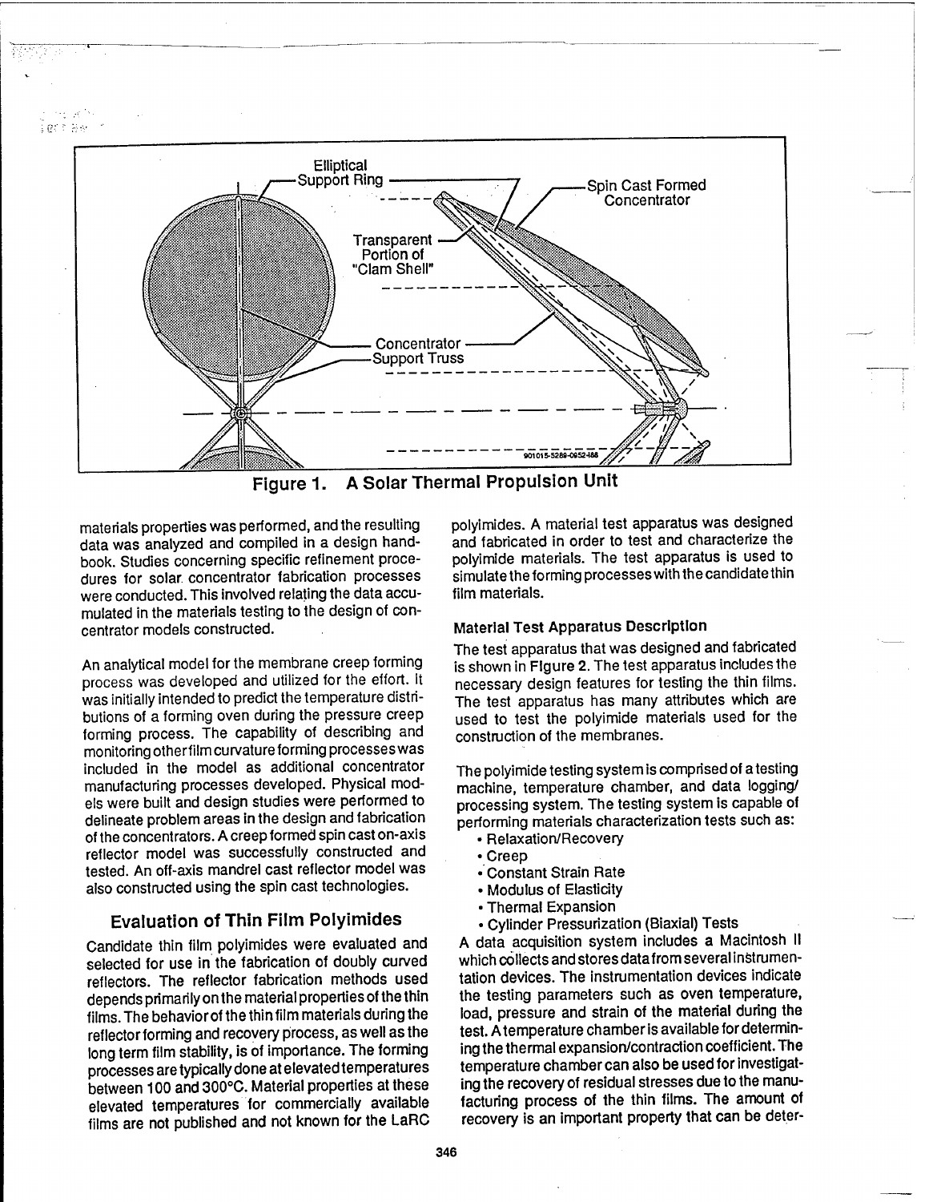Figure 1. A Solar Thermal Propulsion Unit

materials properties was performed, and the resulting data was analyzed and compiled in a design handbook. Studies concerning specific refinement procedures for solar concentrator fabrication processes were conducted. This involved relating the data accumulated in the materials testing to the design of concentrator models constructed.

An analytical model for the membrane creep forming process was developed and utilized for the effort. It was initially intended to predict the temperature distributions of a forming oven during the pressure creep forming process. The capability of describing and monitoring other film curvature forming processes was included in the model as additional concentrator manufacturing processes developed. Physical models were built and design studies were performed to delineate problem areas in the design and fabrication of the concentrators. A creep formed spin cast on-axis reflector model was successfully constructed and tested. An off-axis mandrel cast reflector model was also constructed using the spin cast technologies.

## Evaluation of Thin Film Polyimides

Candidate thin film polyimides were evaluated and selected for use in the fabrication of doubly curved reflectors. The reflector fabrication methods used depends primarily on the material properties of the thin films. The behavior of the thin film materials during the reflector forming and recovery process, as well as the long term film stability, is of importance. The forming processes are typically done at elevated temperatures between 100 and 300°C. Material properties at these elevated temperatures for commercially available films are not published and not known for the LaRC polyimides. A material test apparatus was designed and fabricated in order to test and characterize the polyimide materials. The test apparatus is used to simulate the forming processes with the candidate thin film materials.

### Material Test Apparatus Description

The test apparatus that was designed and fabricated is shown in Figure 2. The test apparatus includes the necessary design features for testing the thin films. The test apparatus has many attributes which are used to test the polyimide materials used for the construction of the membranes.

The polyimide testing system is comprised of a testing machine, temperature chamber, and data logging/processing system. The testing system is capable of performing materials characterization tests such as:

- Relaxation/Recovery
- Creep
- Constant Strain Rate
- Modulus of Elasticity
- Thermal Expansion
- Cylinder Pressurization (Biaxial) Tests

A data acquisition system includes a Macintosh II which collects and stores data from several instrumentation devices. The instrumentation devices indicate the testing parameters such as oven temperature, load, pressure and strain of the material during the test. A temperature chamber is available for determining the thermal expansion/contraction coefficient. The temperature chamber can also be used for investigating the recovery of residual stresses due to the manufacturing process of the thin films. The amount of recovery is an important property that can be deter-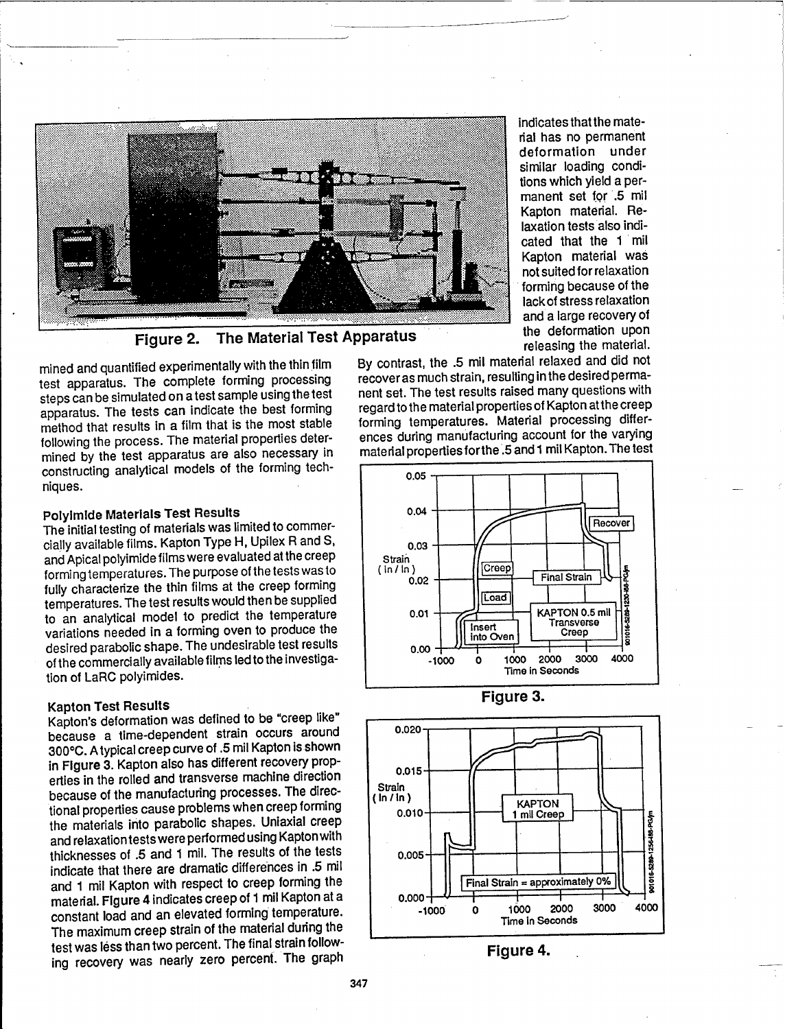indicates that the material has no permanent deformation under similar loading conditions which yield a permanent set for .5 mil Kapton material. Relaxation tests also indicated that the 1 mil Kapton material was not suited for relaxation forming because of the lack of stress relaxation and a large recovery of the deformation upon releasing the material. By contrast, the .5 mil material relaxed and did not recover as much strain, resulting in the desired permanent set. The test results raised many questions with regard to the material properties of Kapton at the creep forming temperatures. Material processing differences during manufacturing account for the varying material properties for the .5 and 1 mil Kapton. The test

**Figure 2. The Material Test Apparatus**

mined and quantified experimentally with the thin film test apparatus. The complete forming processing steps can be simulated on a test sample using the test apparatus. The tests can indicate the best forming method that results in a film that is the most stable following the process. The material properties determined by the test apparatus are also necessary in constructing analytical models of the forming techniques.

### Polyimide Materials Test Results

The initial testing of materials was limited to commercially available films. Kapton Type H, Upilex R and S, and Apical polyimide films were evaluated at the creep forming temperatures. The purpose of the tests was to fully characterize the thin films at the creep forming temperatures. The test results would then be supplied to an analytical model to predict the temperature variations needed in a forming oven to produce the desired parabolic shape. The undesirable test results of the commercially available films led to the investigation of LaRC polyimides.

### Kapton Test Results

Kapton's deformation was defined to be "creep like" because a time-dependent strain occurs around 300°C. A typical creep curve of .5 mil Kapton is shown in **Figure 3**. Kapton also has different recovery properties in the rolled and transverse machine direction because of the manufacturing processes. The directional properties cause problems when creep forming the materials into parabolic shapes. Uniaxial creep and relaxation tests were performed using Kapton with thicknesses of .5 and 1 mil. The results of the tests indicate that there are dramatic differences in .5 mil and 1 mil Kapton with respect to creep forming the material. **Figure 4** indicates creep of 1 mil Kapton at a constant load and an elevated forming temperature. The maximum creep strain of the material during the test was less than two percent. The final strain following recovery was nearly zero percent. The graph

**Figure 3.**

**Figure 4.**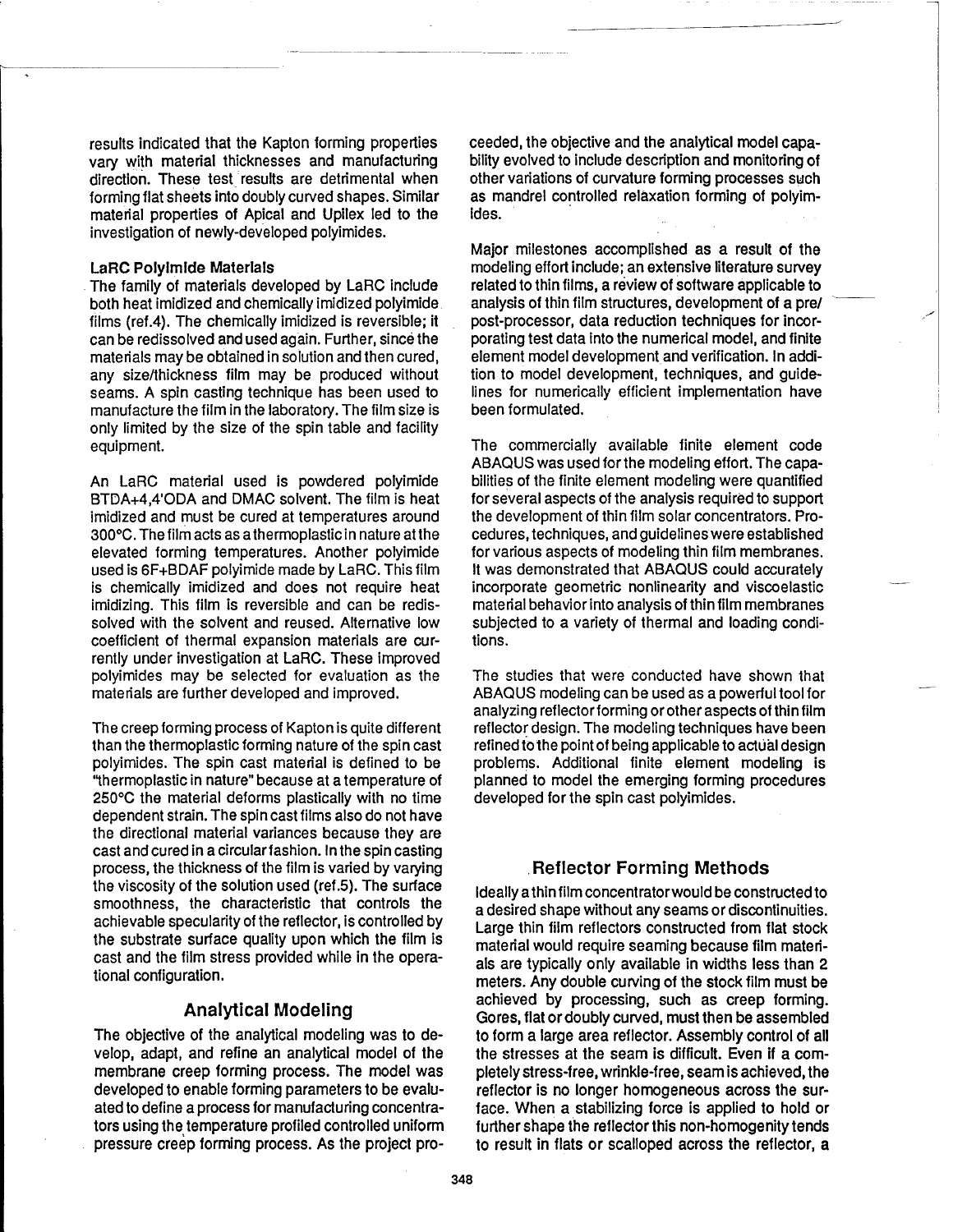results indicated that the Kapton forming properties vary with material thicknesses and manufacturing direction. These test results are detrimental when forming flat sheets into doubly curved shapes. Similar material properties of Apical and Upilex led to the investigation of newly-developed polyimides.

**LaRC Polyimide Materials**

The family of materials developed by LaRC include both heat imidized and chemically imidized polyimide films (ref.4). The chemically imidized is reversible; it can be redissolved and used again. Further, since the materials may be obtained in solution and then cured, any size/thickness film may be produced without seams. A spin casting technique has been used to manufacture the film in the laboratory. The film size is only limited by the size of the spin table and facility equipment.

An LaRC material used is powdered polyimide BTDA+4,4'ODA and DMAC solvent. The film is heat imidized and must be cured at temperatures around 300°C. The film acts as a thermoplastic in nature at the elevated forming temperatures. Another polyimide used is 6F+BDAF polyimide made by LaRC. This film is chemically imidized and does not require heat imidizing. This film is reversible and can be redissolved with the solvent and reused. Alternative low coefficient of thermal expansion materials are currently under investigation at LaRC. These improved polyimides may be selected for evaluation as the materials are further developed and improved.

The creep forming process of Kapton is quite different than the thermoplastic forming nature of the spin cast polyimides. The spin cast material is defined to be "thermoplastic in nature" because at a temperature of 250°C the material deforms plastically with no time dependent strain. The spin cast films also do not have the directional material variances because they are cast and cured in a circular fashion. In the spin casting process, the thickness of the film is varied by varying the viscosity of the solution used (ref.5). The surface smoothness, the characteristic that controls the achievable specularity of the reflector, is controlled by the substrate surface quality upon which the film is cast and the film stress provided while in the operational configuration.

## Analytical Modeling

The objective of the analytical modeling was to develop, adapt, and refine an analytical model of the membrane creep forming process. The model was developed to enable forming parameters to be evaluated to define a process for manufacturing concentrators using the temperature profiled controlled uniform pressure creep forming process. As the project proceeded, the objective and the analytical model capability evolved to include description and monitoring of other variations of curvature forming processes such as mandrel controlled relaxation forming of polyimides.

Major milestones accomplished as a result of the modeling effort include; an extensive literature survey related to thin films, a review of software applicable to analysis of thin film structures, development of a pre/post-processor, data reduction techniques for incorporating test data into the numerical model, and finite element model development and verification. In addition to model development, techniques, and guidelines for numerically efficient implementation have been formulated.

The commercially available finite element code ABAQUS was used for the modeling effort. The capabilities of the finite element modeling were quantified for several aspects of the analysis required to support the development of thin film solar concentrators. Procedures, techniques, and guidelines were established for various aspects of modeling thin film membranes. It was demonstrated that ABAQUS could accurately incorporate geometric nonlinearity and viscoelastic material behavior into analysis of thin film membranes subjected to a variety of thermal and loading conditions.

The studies that were conducted have shown that ABAQUS modeling can be used as a powerful tool for analyzing reflector forming or other aspects of thin film reflector design. The modeling techniques have been refined to the point of being applicable to actual design problems. Additional finite element modeling is planned to model the emerging forming procedures developed for the spin cast polyimides.

## Reflector Forming Methods

Ideally a thin film concentrator would be constructed to a desired shape without any seams or discontinuities. Large thin film reflectors constructed from flat stock material would require seaming because film materials are typically only available in widths less than 2 meters. Any double curving of the stock film must be achieved by processing, such as creep forming. Gores, flat or doubly curved, must then be assembled to form a large area reflector. Assembly control of all the stresses at the seam is difficult. Even if a completely stress-free, wrinkle-free, seam is achieved, the reflector is no longer homogeneous across the surface. When a stabilizing force is applied to hold or further shape the reflector this non-homogenity tends to result in flats or scalloped across the reflector, a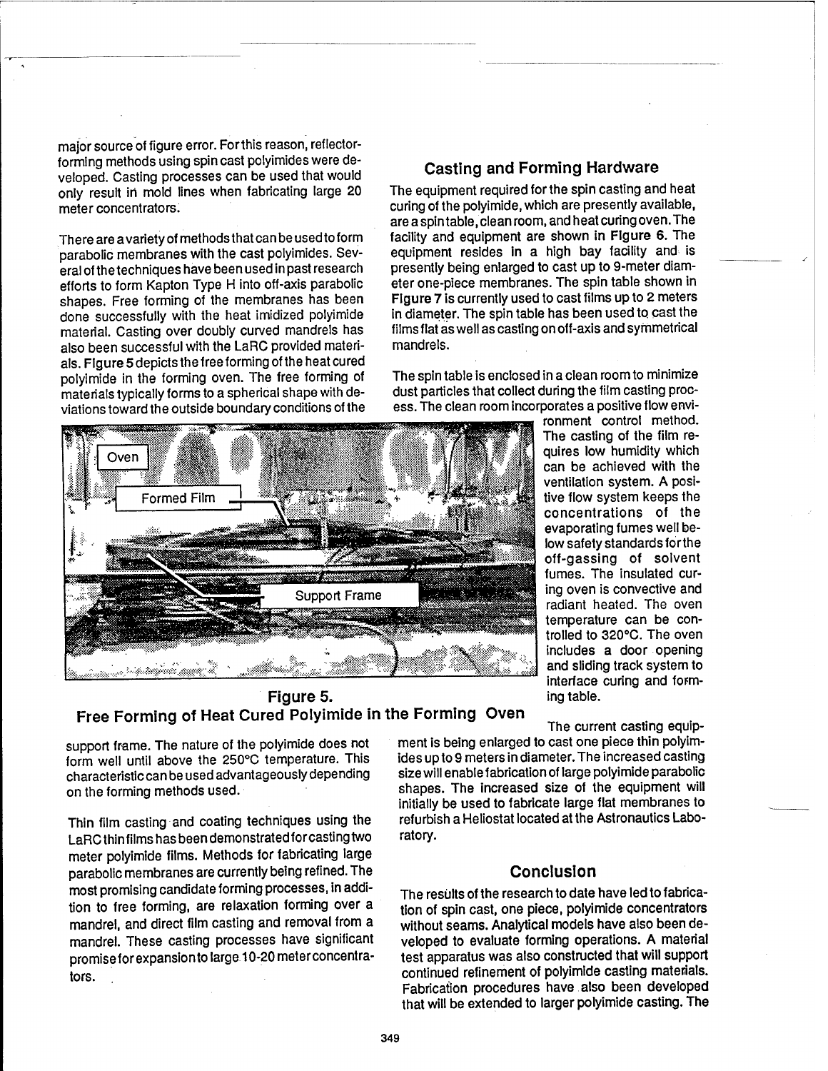major source of figure error. For this reason, reflector-forming methods using spin cast polyimides were developed. Casting processes can be used that would only result in mold lines when fabricating large 20 meter concentrators.

There are a variety of methods that can be used to form parabolic membranes with the cast polyimides. Several of the techniques have been used in past research efforts to form Kapton Type H into off-axis parabolic shapes. Free forming of the membranes has been done successfully with the heat imidized polyimide material. Casting over doubly curved mandrels has also been successful with the LaRC provided materials. **Figure 5** depicts the free forming of the heat cured polyimide in the forming oven. The free forming of materials typically forms to a spherical shape with deviations toward the outside boundary conditions of the support frame. The nature of the polyimide does not form well until above the 250°C temperature. This characteristic can be used advantageously depending on the forming methods used.

**Figure 5. Free Forming of Heat Cured Polyimide in the Forming Oven**

Thin film casting and coating techniques using the LaRC thin films has been demonstrated for casting two meter polyimide films. Methods for fabricating large parabolic membranes are currently being refined. The most promising candidate forming processes, in addition to free forming, are relaxation forming over a mandrel, and direct film casting and removal from a mandrel. These casting processes have significant promise for expansion to large 10-20 meter concentrators.

## Casting and Forming Hardware

The equipment required for the spin casting and heat curing of the polyimide, which are presently available, are a spin table, clean room, and heat curing oven. The facility and equipment are shown in **Figure 6**. The equipment resides in a high bay facility and is presently being enlarged to cast up to 9-meter diameter one-piece membranes. The spin table shown in **Figure 7** is currently used to cast films up to 2 meters in diameter. The spin table has been used to cast the films flat as well as casting on off-axis and symmetrical mandrels.

The spin table is enclosed in a clean room to minimize dust particles that collect during the film casting process. The clean room incorporates a positive flow environment control method. The casting of the film requires low humidity which can be achieved with the ventilation system. A positive flow system keeps the concentrations of the evaporating fumes well below safety standards for the off-gassing of solvent fumes. The insulated curing oven is convective and radiant heated. The oven temperature can be controlled to 320°C. The oven includes a door opening and sliding track system to interface curing and forming table.

The current casting equipment is being enlarged to cast one piece thin polyimides up to 9 meters in diameter. The increased casting size will enable fabrication of large polyimide parabolic shapes. The increased size of the equipment will initially be used to fabricate large flat membranes to refurbish a Heliostat located at the Astronautics Laboratory.

## Conclusion

The results of the research to date have led to fabrication of spin cast, one piece, polyimide concentrators without seams. Analytical models have also been developed to evaluate forming operations. A material test apparatus was also constructed that will support continued refinement of polyimide casting materials. Fabrication procedures have also been developed that will be extended to larger polyimide casting. The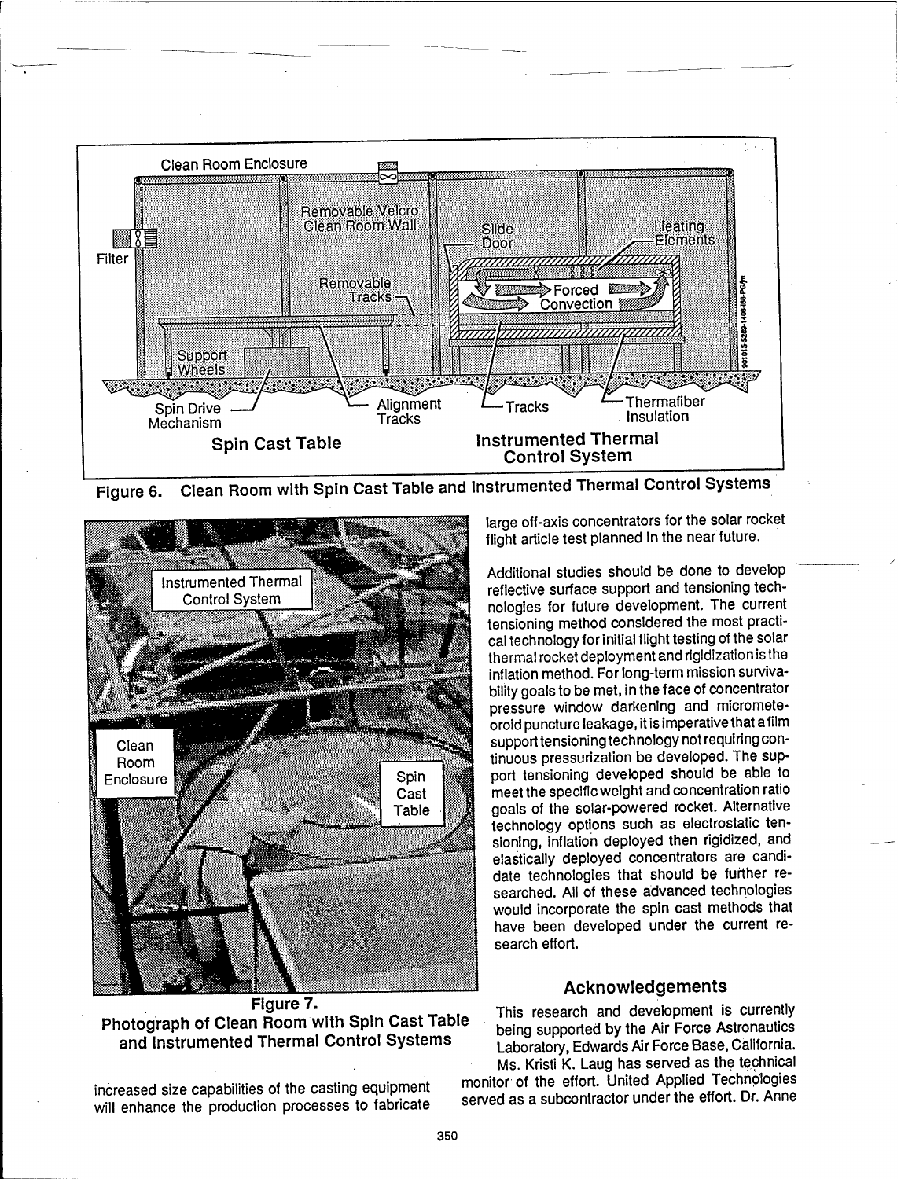Figure 6. Clean Room with Spin Cast Table and Instrumented Thermal Control Systems

Figure 7.
Photograph of Clean Room with Spin Cast Table and Instrumented Thermal Control Systems

increased size capabilities of the casting equipment will enhance the production processes to fabricate large off-axis concentrators for the solar rocket flight article test planned in the near future.

Additional studies should be done to develop reflective surface support and tensioning technologies for future development. The current tensioning method considered the most practical technology for initial flight testing of the solar thermal rocket deployment and rigidization is the inflation method. For long-term mission survivability goals to be met, in the face of concentrator pressure window darkening and micrometeoroid puncture leakage, it is imperative that a film support tensioning technology not requiring continuous pressurization be developed. The support tensioning developed should be able to meet the specific weight and concentration ratio goals of the solar-powered rocket. Alternative technology options such as electrostatic tensioning, inflation deployed then rigidized, and elastically deployed concentrators are candidate technologies that should be further researched. All of these advanced technologies would incorporate the spin cast methods that have been developed under the current research effort.

## Acknowledgements

This research and development is currently being supported by the Air Force Astronautics Laboratory, Edwards Air Force Base, California. Ms. Kristi K. Laug has served as the technical monitor of the effort. United Applied Technologies served as a subcontractor under the effort. Dr. Anne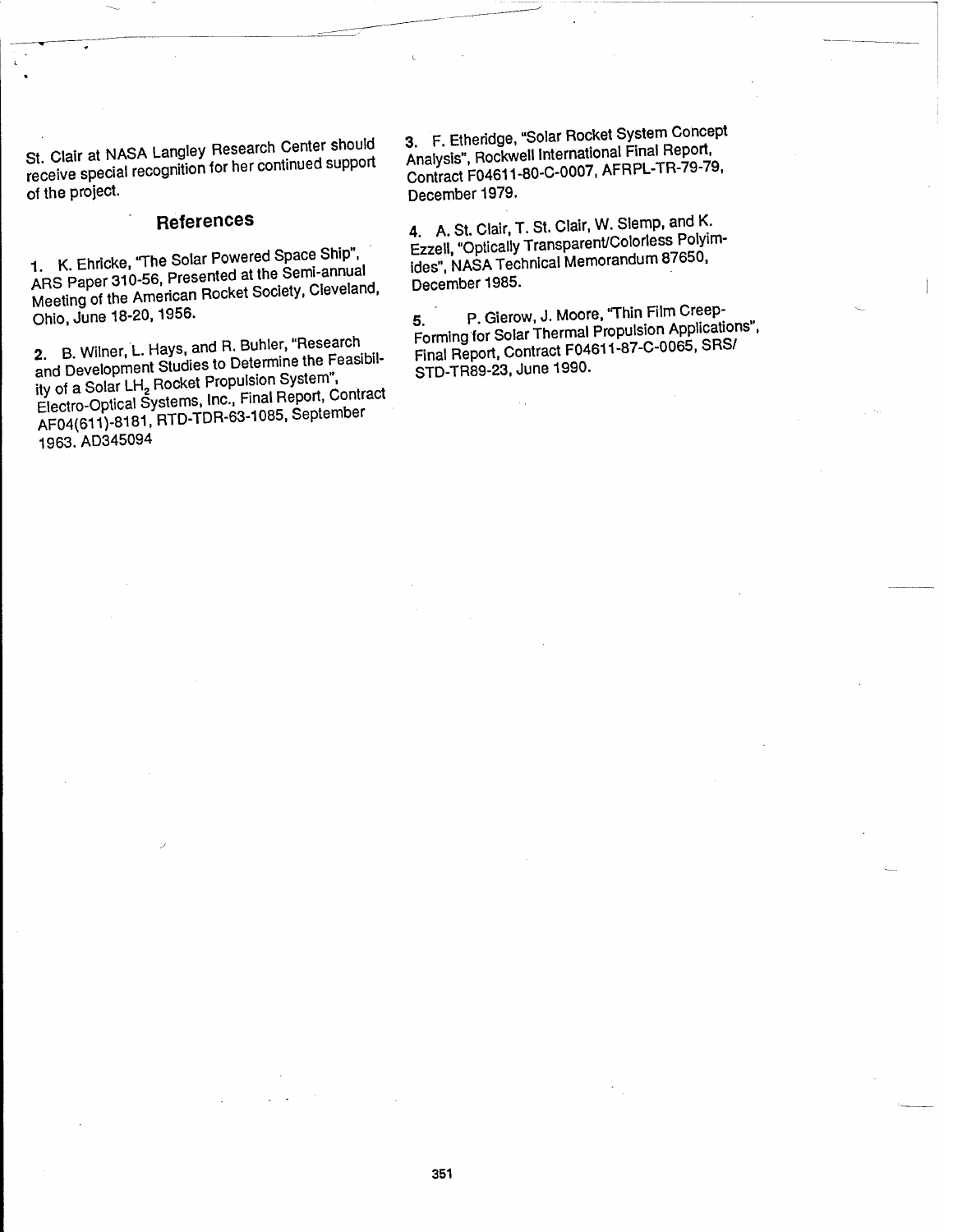St. Clair at NASA Langley Research Center should receive special recognition for her continued support of the project.

## References

1. K. Ehricke, "The Solar Powered Space Ship", ARS Paper 310-56, Presented at the Semi-annual Meeting of the American Rocket Society, Cleveland, Ohio, June 18-20, 1956.

2. B. Wilner, L. Hays, and R. Buhler, "Research and Development Studies to Determine the Feasibility of a Solar $LH_2$ Rocket Propulsion System", Electro-Optical Systems, Inc., Final Report, Contract AF04(611)-8181, RTD-TDR-63-1085, September 1963. AD345094

3. F. Etheridge, "Solar Rocket System Concept Analysis", Rockwell International Final Report, Contract F04611-80-C-0007, AFRPL-TR-79-79, December 1979.

4. A. St. Clair, T. St. Clair, W. Slemp, and K. Ezzell, "Optically Transparent/Colorless Polyimides", NASA Technical Memorandum 87650, December 1985.

5. P. Gierow, J. Moore, "Thin Film Creep-Forming for Solar Thermal Propulsion Applications", Final Report, Contract F04611-87-C-0065, SRS/STD-TR89-23, June 1990.